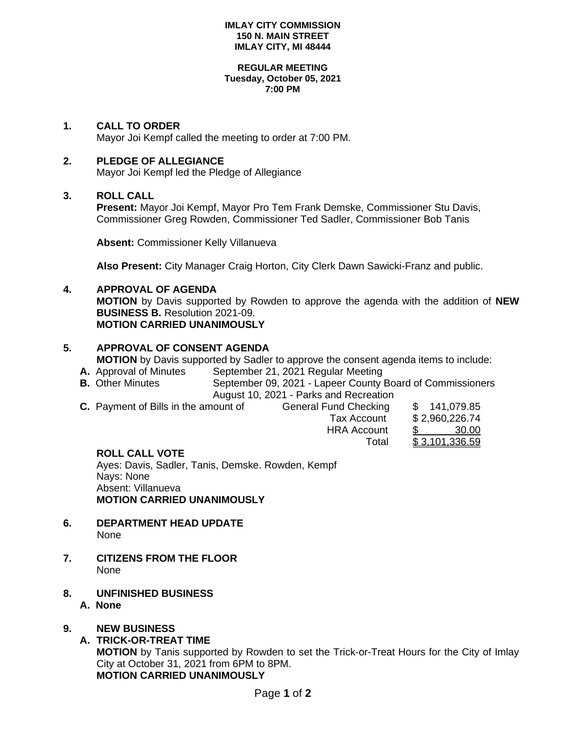**IMLAY CITY COMMISSION**
**150 N. MAIN STREET**
**IMLAY CITY, MI 48444**

**REGULAR MEETING**
**Tuesday, October 05, 2021**
**7:00 PM**

## 1. CALL TO ORDER

Mayor Joi Kempf called the meeting to order at 7:00 PM.

## 2. PLEDGE OF ALLEGIANCE

Mayor Joi Kempf led the Pledge of Allegiance

## 3. ROLL CALL

**Present:** Mayor Joi Kempf, Mayor Pro Tem Frank Demske, Commissioner Stu Davis, Commissioner Greg Rowden, Commissioner Ted Sadler, Commissioner Bob Tanis

**Absent:** Commissioner Kelly Villanueva

**Also Present:** City Manager Craig Horton, City Clerk Dawn Sawicki-Franz and public.

## 4. APPROVAL OF AGENDA

**MOTION** by Davis supported by Rowden to approve the agenda with the addition of **NEW BUSINESS B.** Resolution 2021-09.
**MOTION CARRIED UNANIMOUSLY**

## 5. APPROVAL OF CONSENT AGENDA

**MOTION** by Davis supported by Sadler to approve the consent agenda items to include:

**A.** Approval of Minutes — September 21, 2021 Regular Meeting

**B.** Other Minutes — September 09, 2021 - Lapeer County Board of Commissioners; August 10, 2021 - Parks and Recreation

**C.** Payment of Bills in the amount of

| | |
|---|---|
| General Fund Checking | $ 141,079.85 |
| Tax Account | $ 2,960,226.74 |
| HRA Account | $ 30.00 |
| Total | $ 3,101,336.59 |

**ROLL CALL VOTE**
Ayes: Davis, Sadler, Tanis, Demske. Rowden, Kempf
Nays: None
Absent: Villanueva
**MOTION CARRIED UNANIMOUSLY**

## 6. DEPARTMENT HEAD UPDATE

None

## 7. CITIZENS FROM THE FLOOR

None

## 8. UNFINISHED BUSINESS

**A. None**

## 9. NEW BUSINESS

**A. TRICK-OR-TREAT TIME**

**MOTION** by Tanis supported by Rowden to set the Trick-or-Treat Hours for the City of Imlay City at October 31, 2021 from 6PM to 8PM.
**MOTION CARRIED UNANIMOUSLY**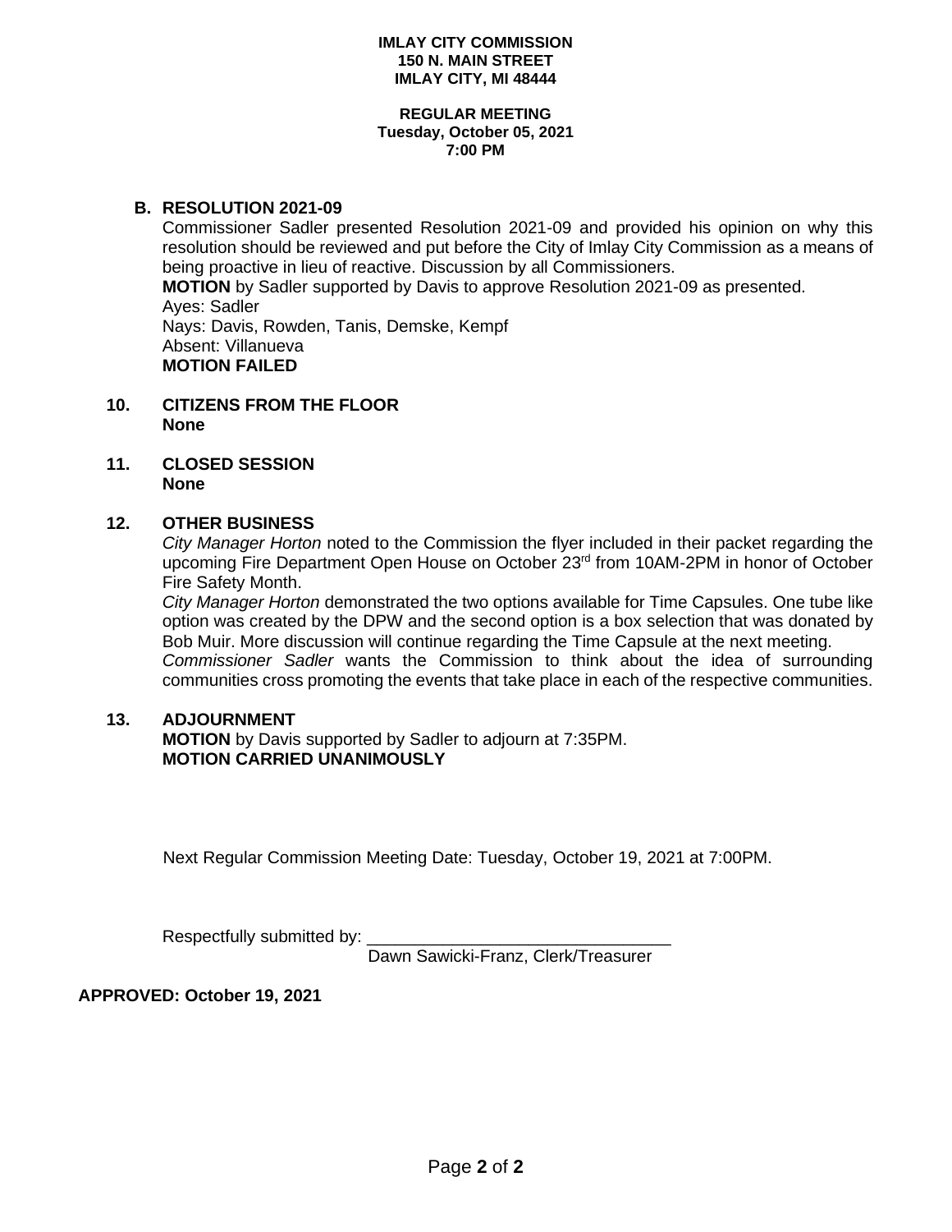**IMLAY CITY COMMISSION**
**150 N. MAIN STREET**
**IMLAY CITY, MI 48444**

**REGULAR MEETING**
**Tuesday, October 05, 2021**
**7:00 PM**

**B. RESOLUTION 2021-09**

Commissioner Sadler presented Resolution 2021-09 and provided his opinion on why this resolution should be reviewed and put before the City of Imlay City Commission as a means of being proactive in lieu of reactive. Discussion by all Commissioners.
**MOTION** by Sadler supported by Davis to approve Resolution 2021-09 as presented.
Ayes: Sadler
Nays: Davis, Rowden, Tanis, Demske, Kempf
Absent: Villanueva
**MOTION FAILED**

**10. CITIZENS FROM THE FLOOR**
**None**

**11. CLOSED SESSION**
**None**

**12. OTHER BUSINESS**

*City Manager Horton* noted to the Commission the flyer included in their packet regarding the upcoming Fire Department Open House on October 23rd from 10AM-2PM in honor of October Fire Safety Month.
*City Manager Horton* demonstrated the two options available for Time Capsules. One tube like option was created by the DPW and the second option is a box selection that was donated by Bob Muir. More discussion will continue regarding the Time Capsule at the next meeting.
*Commissioner Sadler* wants the Commission to think about the idea of surrounding communities cross promoting the events that take place in each of the respective communities.

**13. ADJOURNMENT**

**MOTION** by Davis supported by Sadler to adjourn at 7:35PM.
**MOTION CARRIED UNANIMOUSLY**

Next Regular Commission Meeting Date: Tuesday, October 19, 2021 at 7:00PM.

Respectfully submitted by: ________________________________
Dawn Sawicki-Franz, Clerk/Treasurer

**APPROVED: October 19, 2021**